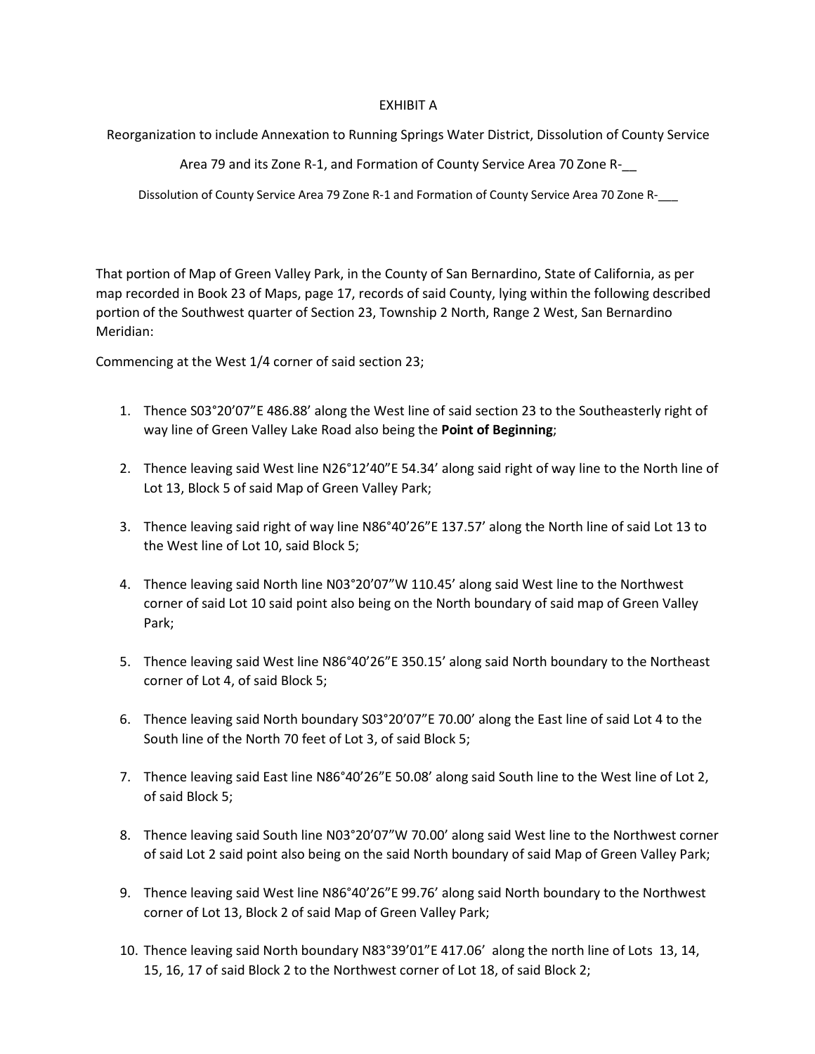EXHIBIT A

Reorganization to include Annexation to Running Springs Water District, Dissolution of County Service Area 79 and its Zone R-1, and Formation of County Service Area 70 Zone R-__

Dissolution of County Service Area 79 Zone R-1 and Formation of County Service Area 70 Zone R-___

That portion of Map of Green Valley Park, in the County of San Bernardino, State of California, as per map recorded in Book 23 of Maps, page 17, records of said County, lying within the following described portion of the Southwest quarter of Section 23, Township 2 North, Range 2 West, San Bernardino Meridian:

Commencing at the West 1/4 corner of said section 23;

1. Thence S03°20'07"E 486.88' along the West line of said section 23 to the Southeasterly right of way line of Green Valley Lake Road also being the **Point of Beginning**;
2. Thence leaving said West line N26°12'40"E 54.34' along said right of way line to the North line of Lot 13, Block 5 of said Map of Green Valley Park;
3. Thence leaving said right of way line N86°40'26"E 137.57' along the North line of said Lot 13 to the West line of Lot 10, said Block 5;
4. Thence leaving said North line N03°20'07"W 110.45' along said West line to the Northwest corner of said Lot 10 said point also being on the North boundary of said map of Green Valley Park;
5. Thence leaving said West line N86°40'26"E 350.15' along said North boundary to the Northeast corner of Lot 4, of said Block 5;
6. Thence leaving said North boundary S03°20'07"E 70.00' along the East line of said Lot 4 to the South line of the North 70 feet of Lot 3, of said Block 5;
7. Thence leaving said East line N86°40'26"E 50.08' along said South line to the West line of Lot 2, of said Block 5;
8. Thence leaving said South line N03°20'07"W 70.00' along said West line to the Northwest corner of said Lot 2 said point also being on the said North boundary of said Map of Green Valley Park;
9. Thence leaving said West line N86°40'26"E 99.76' along said North boundary to the Northwest corner of Lot 13, Block 2 of said Map of Green Valley Park;
10. Thence leaving said North boundary N83°39'01"E 417.06' along the north line of Lots 13, 14, 15, 16, 17 of said Block 2 to the Northwest corner of Lot 18, of said Block 2;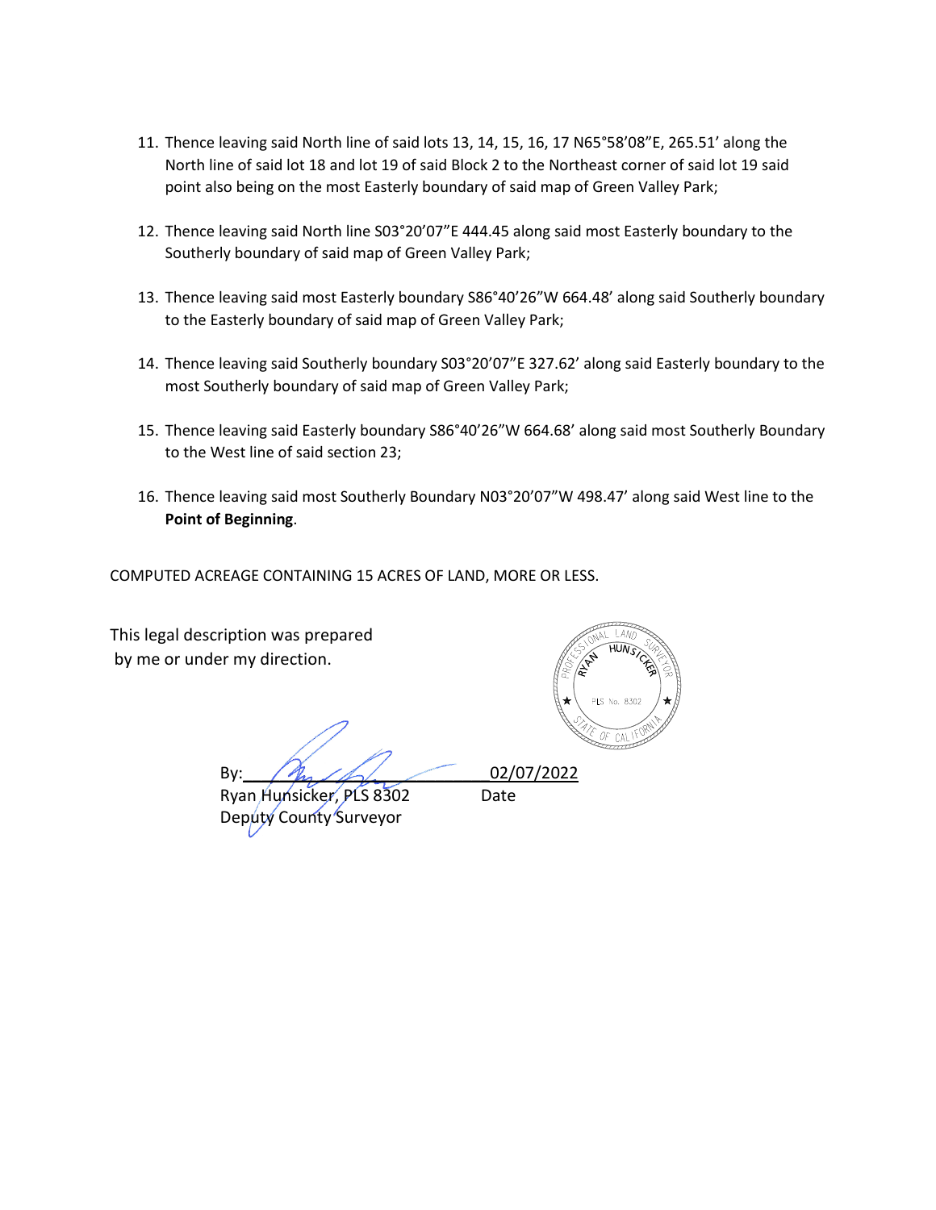11. Thence leaving said North line of said lots 13, 14, 15, 16, 17 N65°58'08"E, 265.51' along the North line of said lot 18 and lot 19 of said Block 2 to the Northeast corner of said lot 19 said point also being on the most Easterly boundary of said map of Green Valley Park;

12. Thence leaving said North line S03°20'07"E 444.45 along said most Easterly boundary to the Southerly boundary of said map of Green Valley Park;

13. Thence leaving said most Easterly boundary S86°40'26"W 664.48' along said Southerly boundary to the Easterly boundary of said map of Green Valley Park;

14. Thence leaving said Southerly boundary S03°20'07"E 327.62' along said Easterly boundary to the most Southerly boundary of said map of Green Valley Park;

15. Thence leaving said Easterly boundary S86°40'26"W 664.68' along said most Southerly Boundary to the West line of said section 23;

16. Thence leaving said most Southerly Boundary N03°20'07"W 498.47' along said West line to the **Point of Beginning**.

COMPUTED ACREAGE CONTAINING 15 ACRES OF LAND, MORE OR LESS.

This legal description was prepared by me or under my direction.

PROFESSIONAL LAND SURVEYOR
RYAN HUNSICKER
PLS No. 8302
STATE OF CALIFORNIA

By: ______________________ 02/07/2022
Ryan Hunsicker, PLS 8302 Date
Deputy County Surveyor